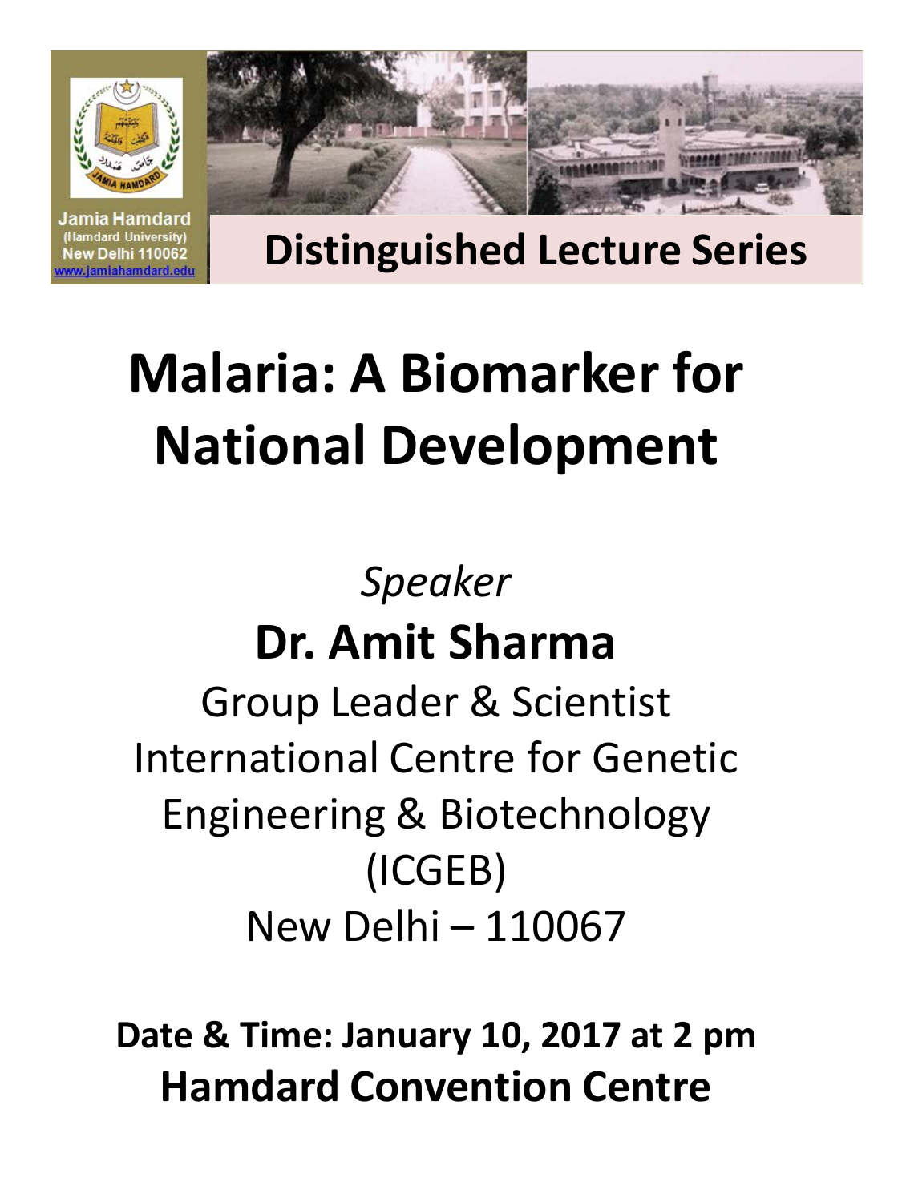Jamia Hamdard
(Hamdard University)
New Delhi 110062
www.jamiahamdard.edu

## Distinguished Lecture Series

# Malaria: A Biomarker for National Development

*Speaker*

## Dr. Amit Sharma

Group Leader & Scientist
International Centre for Genetic Engineering & Biotechnology (ICGEB)
New Delhi – 110067

**Date & Time: January 10, 2017 at 2 pm**

**Hamdard Convention Centre**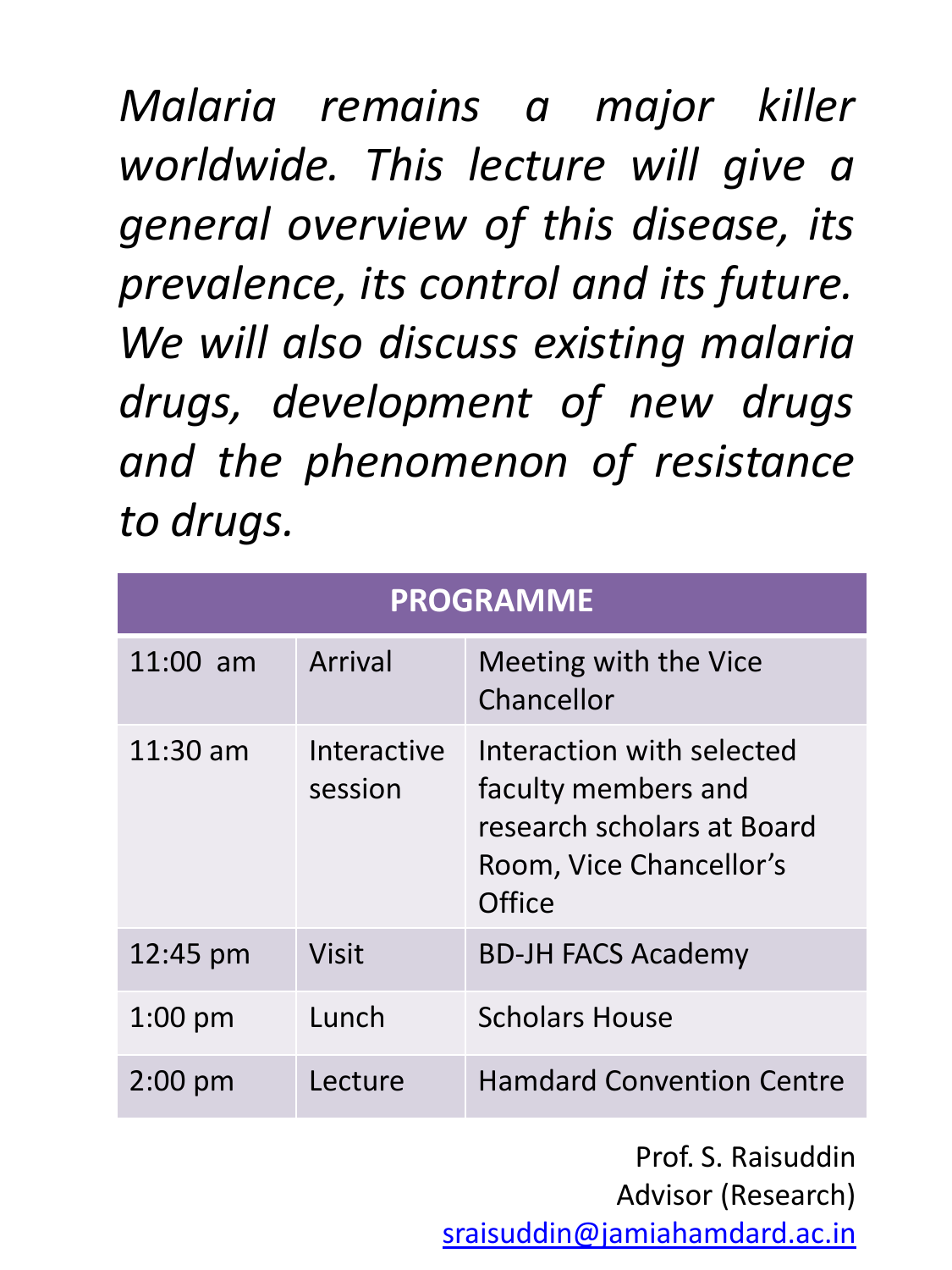*Malaria remains a major killer worldwide. This lecture will give a general overview of this disease, its prevalence, its control and its future. We will also discuss existing malaria drugs, development of new drugs and the phenomenon of resistance to drugs.*

| PROGRAMME | | |
|---|---|---|
| 11:00 am | Arrival | Meeting with the Vice Chancellor |
| 11:30 am | Interactive session | Interaction with selected faculty members and research scholars at Board Room, Vice Chancellor's Office |
| 12:45 pm | Visit | BD-JH FACS Academy |
| 1:00 pm | Lunch | Scholars House |
| 2:00 pm | Lecture | Hamdard Convention Centre |

Prof. S. Raisuddin
Advisor (Research)
sraisuddin@jamiahamdard.ac.in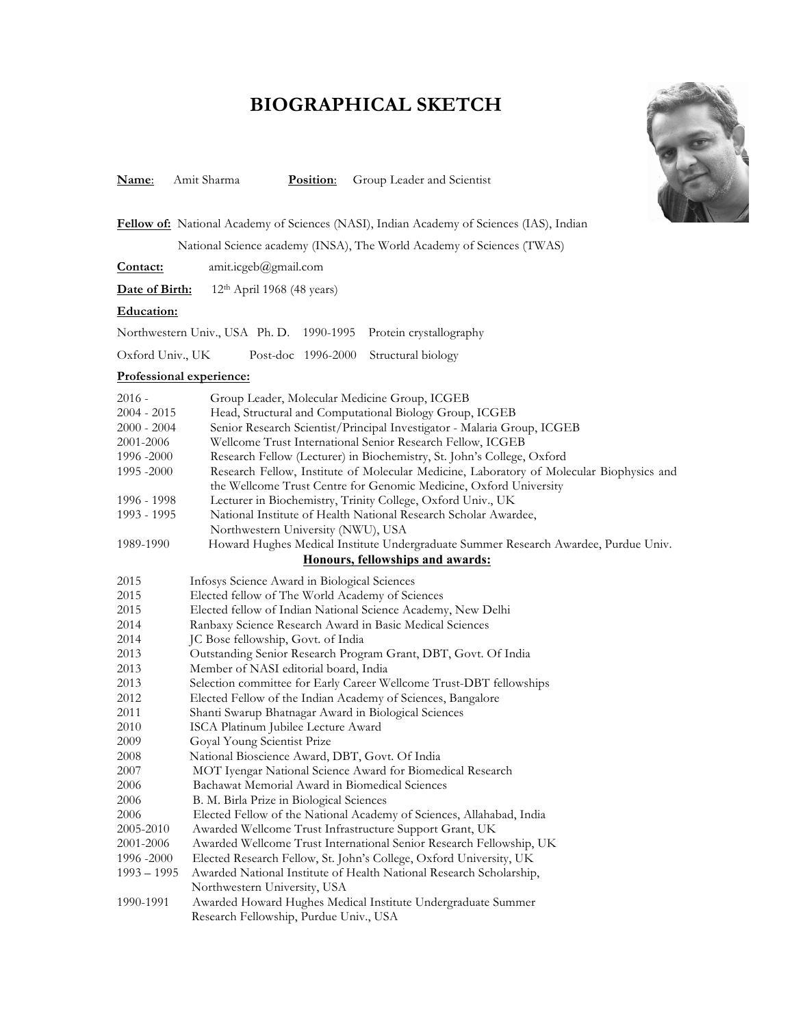# BIOGRAPHICAL SKETCH

**Name**: Amit Sharma **Position**: Group Leader and Scientist

**Fellow of:** National Academy of Sciences (NASI), Indian Academy of Sciences (IAS), Indian National Science academy (INSA), The World Academy of Sciences (TWAS)

**Contact:** amit.icgeb@gmail.com

**Date of Birth:** 12th April 1968 (48 years)

**Education:**

| | | | |
|---|---|---|---|
| Northwestern Univ., USA | Ph. D. | 1990-1995 | Protein crystallography |
| Oxford Univ., UK | Post-doc | 1996-2000 | Structural biology |

**Professional experience:**

| | |
|---|---|
| 2016 - | Group Leader, Molecular Medicine Group, ICGEB |
| 2004 - 2015 | Head, Structural and Computational Biology Group, ICGEB |
| 2000 - 2004 | Senior Research Scientist/Principal Investigator - Malaria Group, ICGEB |
| 2001-2006 | Wellcome Trust International Senior Research Fellow, ICGEB |
| 1996 -2000 | Research Fellow (Lecturer) in Biochemistry, St. John's College, Oxford |
| 1995 -2000 | Research Fellow, Institute of Molecular Medicine, Laboratory of Molecular Biophysics and the Wellcome Trust Centre for Genomic Medicine, Oxford University |
| 1996 - 1998 | Lecturer in Biochemistry, Trinity College, Oxford Univ., UK |
| 1993 - 1995 | National Institute of Health National Research Scholar Awardee, Northwestern University (NWU), USA |
| 1989-1990 | Howard Hughes Medical Institute Undergraduate Summer Research Awardee, Purdue Univ. |

## Honours, fellowships and awards:

| | |
|---|---|
| 2015 | Infosys Science Award in Biological Sciences |
| 2015 | Elected fellow of The World Academy of Sciences |
| 2015 | Elected fellow of Indian National Science Academy, New Delhi |
| 2014 | Ranbaxy Science Research Award in Basic Medical Sciences |
| 2014 | JC Bose fellowship, Govt. of India |
| 2013 | Outstanding Senior Research Program Grant, DBT, Govt. Of India |
| 2013 | Member of NASI editorial board, India |
| 2013 | Selection committee for Early Career Wellcome Trust-DBT fellowships |
| 2012 | Elected Fellow of the Indian Academy of Sciences, Bangalore |
| 2011 | Shanti Swarup Bhatnagar Award in Biological Sciences |
| 2010 | ISCA Platinum Jubilee Lecture Award |
| 2009 | Goyal Young Scientist Prize |
| 2008 | National Bioscience Award, DBT, Govt. Of India |
| 2007 | MOT Iyengar National Science Award for Biomedical Research |
| 2006 | Bachawat Memorial Award in Biomedical Sciences |
| 2006 | B. M. Birla Prize in Biological Sciences |
| 2006 | Elected Fellow of the National Academy of Sciences, Allahabad, India |
| 2005-2010 | Awarded Wellcome Trust Infrastructure Support Grant, UK |
| 2001-2006 | Awarded Wellcome Trust International Senior Research Fellowship, UK |
| 1996 -2000 | Elected Research Fellow, St. John's College, Oxford University, UK |
| 1993 – 1995 | Awarded National Institute of Health National Research Scholarship, Northwestern University, USA |
| 1990-1991 | Awarded Howard Hughes Medical Institute Undergraduate Summer Research Fellowship, Purdue Univ., USA |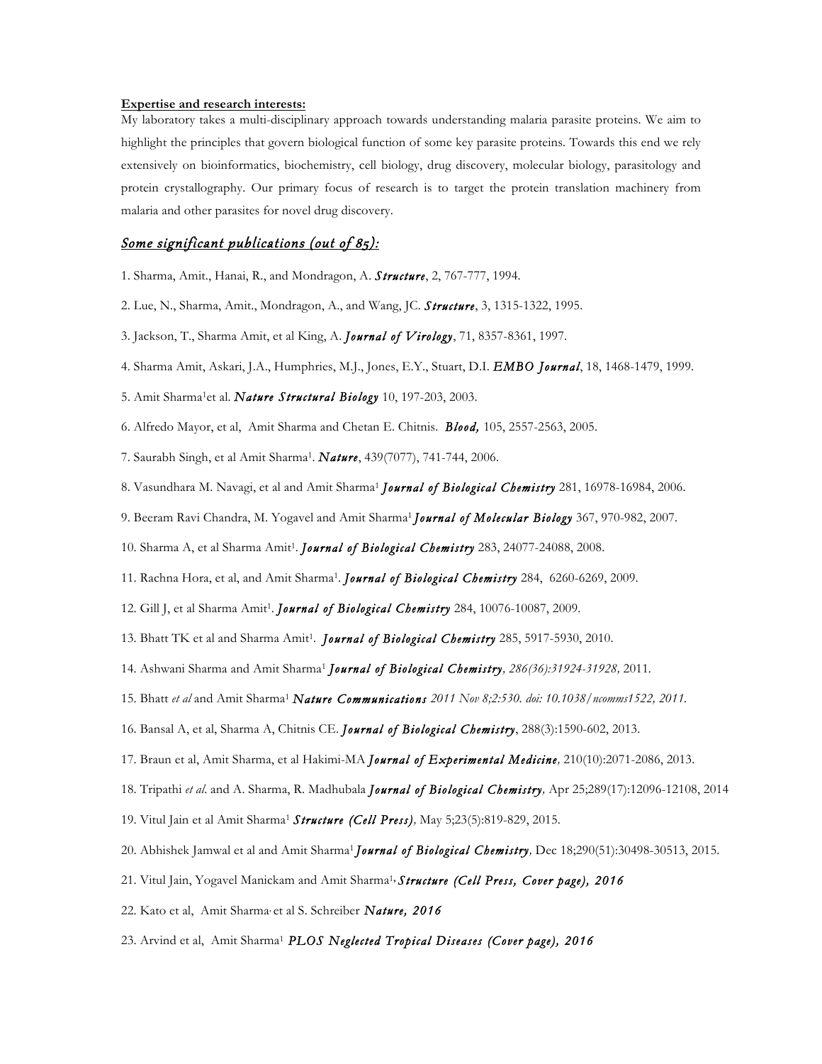**Expertise and research interests:**

My laboratory takes a multi-disciplinary approach towards understanding malaria parasite proteins. We aim to highlight the principles that govern biological function of some key parasite proteins. Towards this end we rely extensively on bioinformatics, biochemistry, cell biology, drug discovery, molecular biology, parasitology and protein crystallography. Our primary focus of research is to target the protein translation machinery from malaria and other parasites for novel drug discovery.

## *Some significant publications (out of 85):*

1. Sharma, Amit., Hanai, R., and Mondragon, A. ***Structure***, 2, 767-777, 1994.

2. Lue, N., Sharma, Amit., Mondragon, A., and Wang, JC. ***Structure***, 3, 1315-1322, 1995.

3. Jackson, T., Sharma Amit, et al King, A. ***Journal of Virology***, 71, 8357-8361, 1997.

4. Sharma Amit, Askari, J.A., Humphries, M.J., Jones, E.Y., Stuart, D.I. ***EMBO Journal***, 18, 1468-1479, 1999.

5. Amit Sharma[1]et al. ***Nature Structural Biology*** 10, 197-203, 2003.

6. Alfredo Mayor, et al, Amit Sharma and Chetan E. Chitnis. ***Blood,*** 105, 2557-2563, 2005.

7. Saurabh Singh, et al Amit Sharma[1]. ***Nature***, 439(7077), 741-744, 2006.

8. Vasundhara M. Navagi, et al and Amit Sharma[1] ***Journal of Biological Chemistry*** 281, 16978-16984, 2006.

9. Beeram Ravi Chandra, M. Yogavel and Amit Sharma[1] ***Journal of Molecular Biology*** 367, 970-982, 2007.

10. Sharma A, et al Sharma Amit[1]. ***Journal of Biological Chemistry*** 283, 24077-24088, 2008.

11. Rachna Hora, et al, and Amit Sharma[1]. ***Journal of Biological Chemistry*** 284, 6260-6269, 2009.

12. Gill J, et al Sharma Amit[1]. ***Journal of Biological Chemistry*** 284, 10076-10087, 2009.

13. Bhatt TK et al and Sharma Amit[1]. ***Journal of Biological Chemistry*** 285, 5917-5930, 2010.

14. Ashwani Sharma and Amit Sharma[1] ***Journal of Biological Chemistry****, 286(36):31924-31928,* 2011.

15. Bhatt *et al* and Amit Sharma[1] ***Nature Communications*** *2011 Nov 8;2:530. doi: 10.1038/ncomms1522, 2011.*

16. Bansal A, et al, Sharma A, Chitnis CE. ***Journal of Biological Chemistry***, 288(3):1590-602, 2013.

17. Braun et al, Amit Sharma, et al Hakimi-MA ***Journal of Experimental Medicine****,* 210(10):2071-2086, 2013.

18. Tripathi *et al*. and A. Sharma, R. Madhubala ***Journal of Biological Chemistry****,* Apr 25;289(17):12096-12108, 2014

19. Vitul Jain et al Amit Sharma[1] ***Structure (Cell Press)****,* May 5;23(5):819-829, 2015.

20. Abhishek Jamwal et al and Amit Sharma[1] ***Journal of Biological Chemistry****,* Dec 18;290(51):30498-30513, 2015.

21. Vitul Jain, Yogavel Manickam and Amit Sharma[1], ***Structure (Cell Press, Cover page), 2016***

22. Kato et al, Amit Sharma, et al S. Schreiber ***Nature, 2016***

23. Arvind et al, Amit Sharma[1] ***PLOS Neglected Tropical Diseases (Cover page), 2016***